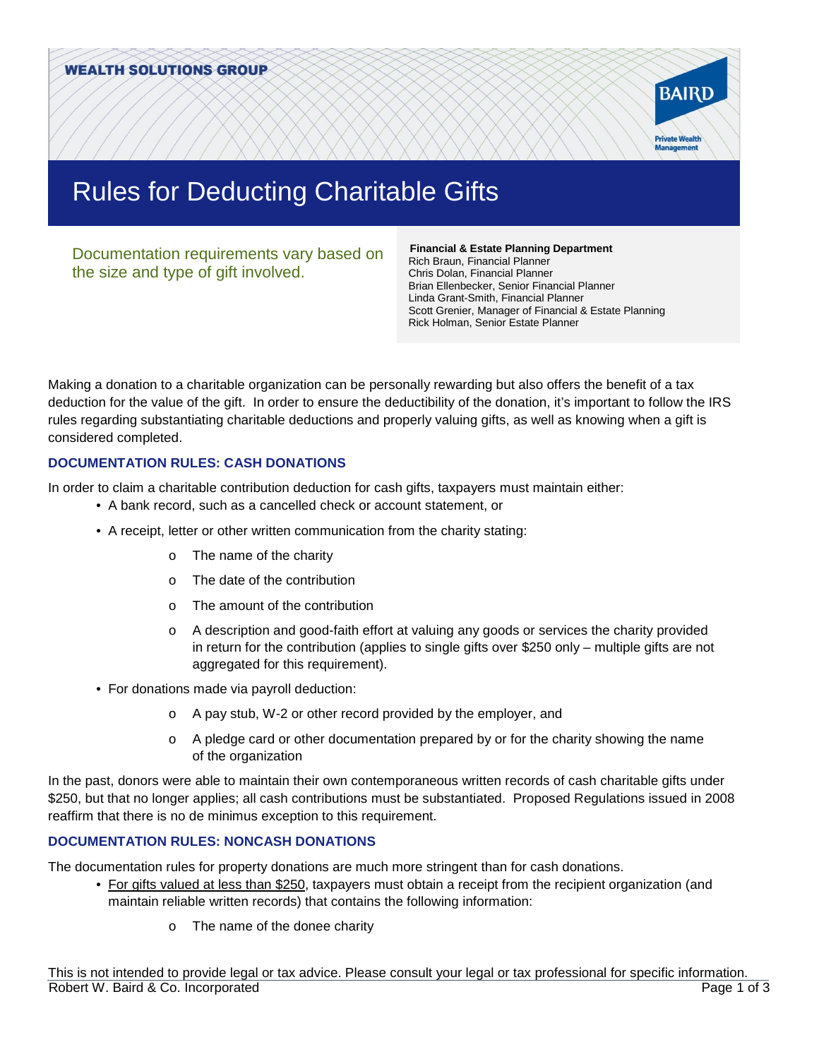WEALTH SOLUTIONS GROUP

BAIRD Private Wealth Management

# Rules for Deducting Charitable Gifts

Documentation requirements vary based on the size and type of gift involved.

**Financial & Estate Planning Department**
Rich Braun, Financial Planner
Chris Dolan, Financial Planner
Brian Ellenbecker, Senior Financial Planner
Linda Grant-Smith, Financial Planner
Scott Grenier, Manager of Financial & Estate Planning
Rick Holman, Senior Estate Planner

Making a donation to a charitable organization can be personally rewarding but also offers the benefit of a tax deduction for the value of the gift. In order to ensure the deductibility of the donation, it's important to follow the IRS rules regarding substantiating charitable deductions and properly valuing gifts, as well as knowing when a gift is considered completed.

## DOCUMENTATION RULES: CASH DONATIONS

In order to claim a charitable contribution deduction for cash gifts, taxpayers must maintain either:

- A bank record, such as a cancelled check or account statement, or
- A receipt, letter or other written communication from the charity stating:
  - The name of the charity
  - The date of the contribution
  - The amount of the contribution
  - A description and good-faith effort at valuing any goods or services the charity provided in return for the contribution (applies to single gifts over $250 only – multiple gifts are not aggregated for this requirement).
- For donations made via payroll deduction:
  - A pay stub, W-2 or other record provided by the employer, and
  - A pledge card or other documentation prepared by or for the charity showing the name of the organization

In the past, donors were able to maintain their own contemporaneous written records of cash charitable gifts under $250, but that no longer applies; all cash contributions must be substantiated. Proposed Regulations issued in 2008 reaffirm that there is no de minimus exception to this requirement.

## DOCUMENTATION RULES: NONCASH DONATIONS

The documentation rules for property donations are much more stringent than for cash donations.

- For gifts valued at less than $250, taxpayers must obtain a receipt from the recipient organization (and maintain reliable written records) that contains the following information:
  - The name of the donee charity

This is not intended to provide legal or tax advice. Please consult your legal or tax professional for specific information.
Robert W. Baird & Co. Incorporated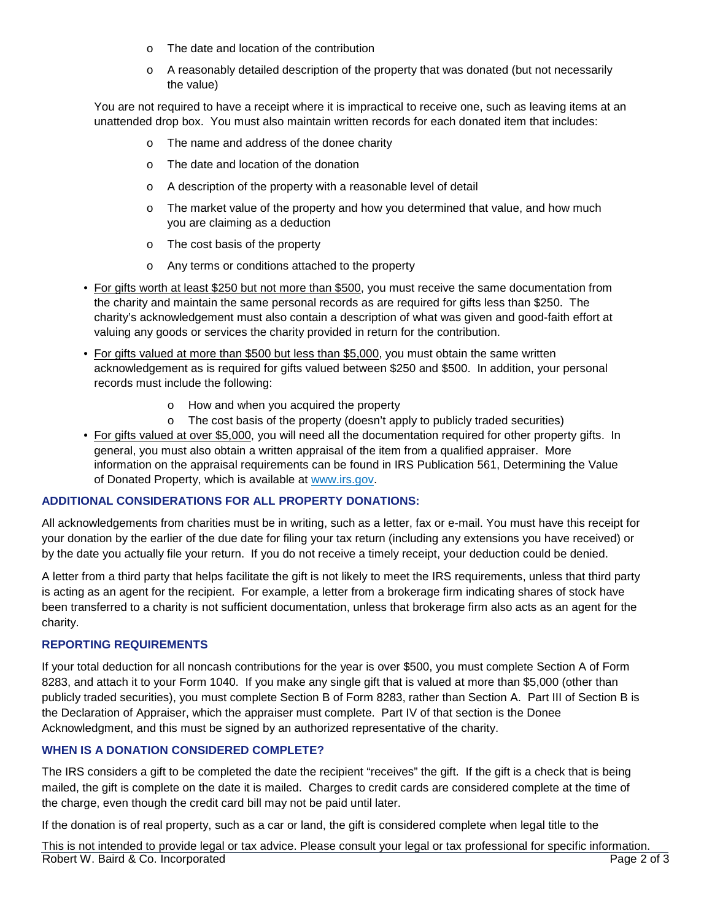- The date and location of the contribution
  - A reasonably detailed description of the property that was donated (but not necessarily the value)

  You are not required to have a receipt where it is impractical to receive one, such as leaving items at an unattended drop box. You must also maintain written records for each donated item that includes:

  - The name and address of the donee charity
  - The date and location of the donation
  - A description of the property with a reasonable level of detail
  - The market value of the property and how you determined that value, and how much you are claiming as a deduction
  - The cost basis of the property
  - Any terms or conditions attached to the property

- For gifts worth at least $250 but not more than $500, you must receive the same documentation from the charity and maintain the same personal records as are required for gifts less than $250. The charity's acknowledgement must also contain a description of what was given and good-faith effort at valuing any goods or services the charity provided in return for the contribution.
- For gifts valued at more than $500 but less than $5,000, you must obtain the same written acknowledgement as is required for gifts valued between $250 and $500. In addition, your personal records must include the following:
  - How and when you acquired the property
  - The cost basis of the property (doesn't apply to publicly traded securities)
- For gifts valued at over $5,000, you will need all the documentation required for other property gifts. In general, you must also obtain a written appraisal of the item from a qualified appraiser. More information on the appraisal requirements can be found in IRS Publication 561, Determining the Value of Donated Property, which is available at www.irs.gov.

## ADDITIONAL CONSIDERATIONS FOR ALL PROPERTY DONATIONS:

All acknowledgements from charities must be in writing, such as a letter, fax or e-mail. You must have this receipt for your donation by the earlier of the due date for filing your tax return (including any extensions you have received) or by the date you actually file your return. If you do not receive a timely receipt, your deduction could be denied.

A letter from a third party that helps facilitate the gift is not likely to meet the IRS requirements, unless that third party is acting as an agent for the recipient. For example, a letter from a brokerage firm indicating shares of stock have been transferred to a charity is not sufficient documentation, unless that brokerage firm also acts as an agent for the charity.

## REPORTING REQUIREMENTS

If your total deduction for all noncash contributions for the year is over $500, you must complete Section A of Form 8283, and attach it to your Form 1040. If you make any single gift that is valued at more than $5,000 (other than publicly traded securities), you must complete Section B of Form 8283, rather than Section A. Part III of Section B is the Declaration of Appraiser, which the appraiser must complete. Part IV of that section is the Donee Acknowledgment, and this must be signed by an authorized representative of the charity.

## WHEN IS A DONATION CONSIDERED COMPLETE?

The IRS considers a gift to be completed the date the recipient "receives" the gift. If the gift is a check that is being mailed, the gift is complete on the date it is mailed. Charges to credit cards are considered complete at the time of the charge, even though the credit card bill may not be paid until later.

If the donation is of real property, such as a car or land, the gift is considered complete when legal title to the

This is not intended to provide legal or tax advice. Please consult your legal or tax professional for specific information.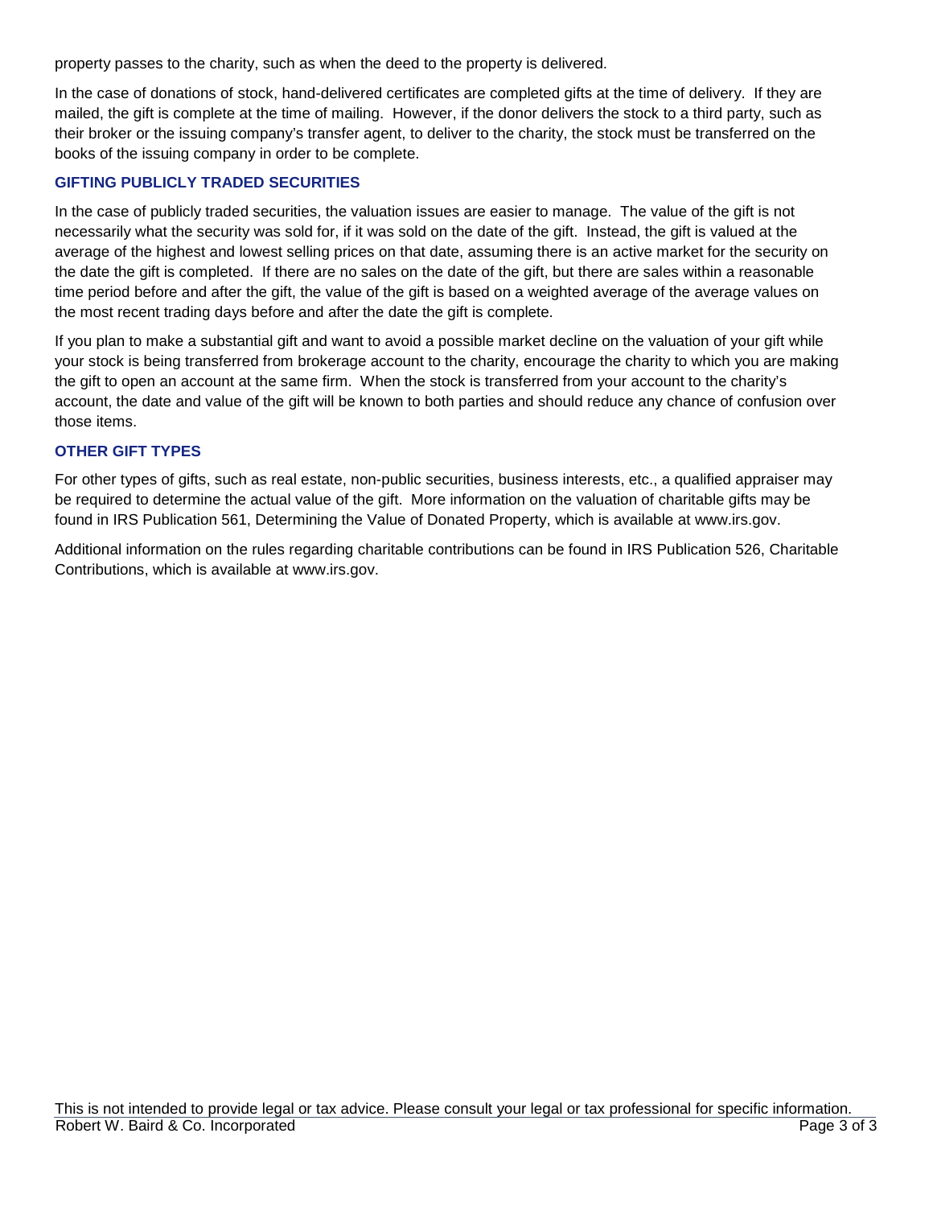property passes to the charity, such as when the deed to the property is delivered.

In the case of donations of stock, hand-delivered certificates are completed gifts at the time of delivery. If they are mailed, the gift is complete at the time of mailing. However, if the donor delivers the stock to a third party, such as their broker or the issuing company's transfer agent, to deliver to the charity, the stock must be transferred on the books of the issuing company in order to be complete.

## GIFTING PUBLICLY TRADED SECURITIES

In the case of publicly traded securities, the valuation issues are easier to manage. The value of the gift is not necessarily what the security was sold for, if it was sold on the date of the gift. Instead, the gift is valued at the average of the highest and lowest selling prices on that date, assuming there is an active market for the security on the date the gift is completed. If there are no sales on the date of the gift, but there are sales within a reasonable time period before and after the gift, the value of the gift is based on a weighted average of the average values on the most recent trading days before and after the date the gift is complete.

If you plan to make a substantial gift and want to avoid a possible market decline on the valuation of your gift while your stock is being transferred from brokerage account to the charity, encourage the charity to which you are making the gift to open an account at the same firm. When the stock is transferred from your account to the charity's account, the date and value of the gift will be known to both parties and should reduce any chance of confusion over those items.

## OTHER GIFT TYPES

For other types of gifts, such as real estate, non-public securities, business interests, etc., a qualified appraiser may be required to determine the actual value of the gift. More information on the valuation of charitable gifts may be found in IRS Publication 561, Determining the Value of Donated Property, which is available at www.irs.gov.

Additional information on the rules regarding charitable contributions can be found in IRS Publication 526, Charitable Contributions, which is available at www.irs.gov.

This is not intended to provide legal or tax advice. Please consult your legal or tax professional for specific information.